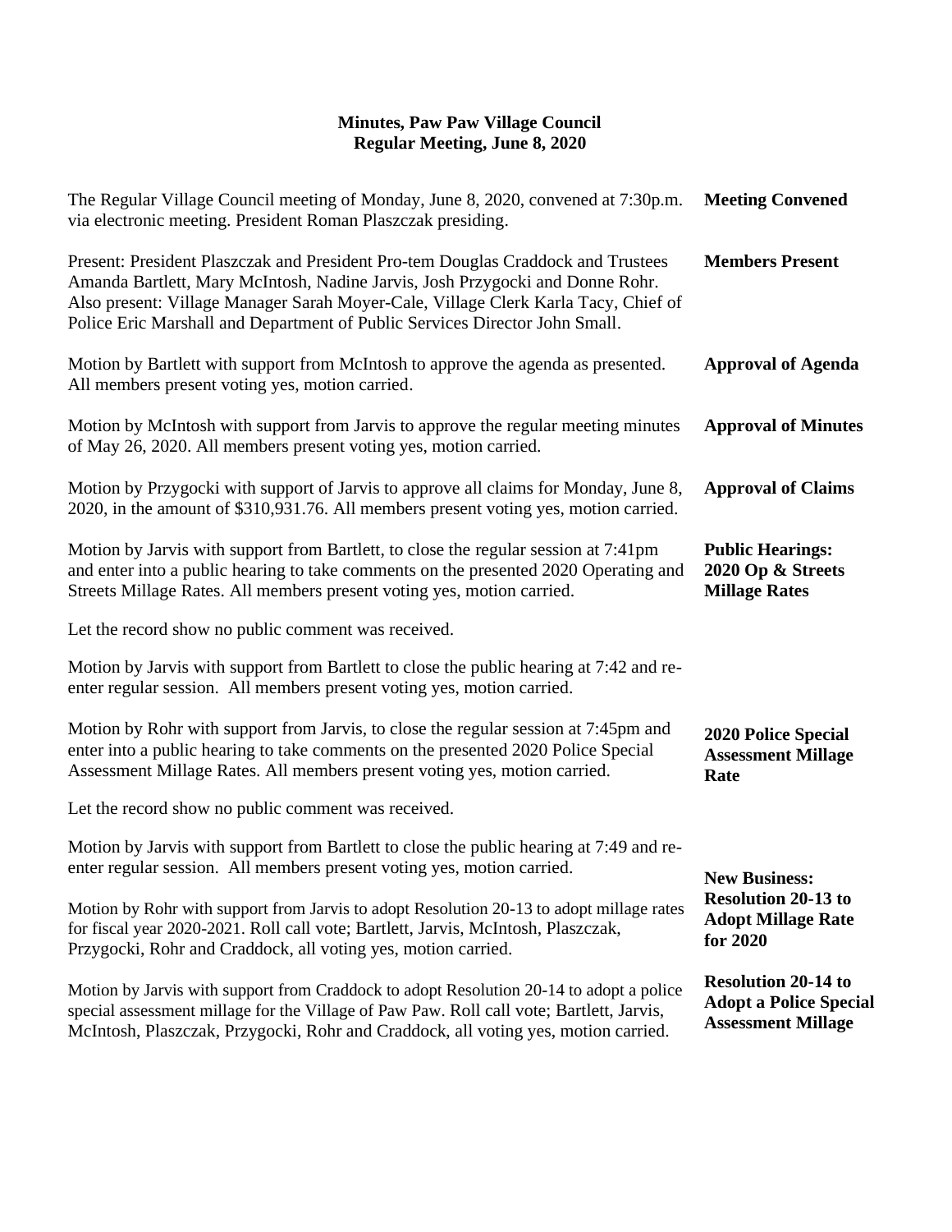# Minutes, Paw Paw Village Council
## Regular Meeting, June 8, 2020

**Meeting Convened**

The Regular Village Council meeting of Monday, June 8, 2020, convened at 7:30p.m. via electronic meeting. President Roman Plaszczak presiding.

**Members Present**

Present: President Plaszczak and President Pro-tem Douglas Craddock and Trustees Amanda Bartlett, Mary McIntosh, Nadine Jarvis, Josh Przygocki and Donne Rohr. Also present: Village Manager Sarah Moyer-Cale, Village Clerk Karla Tacy, Chief of Police Eric Marshall and Department of Public Services Director John Small.

**Approval of Agenda**

Motion by Bartlett with support from McIntosh to approve the agenda as presented. All members present voting yes, motion carried.

**Approval of Minutes**

Motion by McIntosh with support from Jarvis to approve the regular meeting minutes of May 26, 2020. All members present voting yes, motion carried.

**Approval of Claims**

Motion by Przygocki with support of Jarvis to approve all claims for Monday, June 8, 2020, in the amount of $310,931.76. All members present voting yes, motion carried.

**Public Hearings: 2020 Op & Streets Millage Rates**

Motion by Jarvis with support from Bartlett, to close the regular session at 7:41pm and enter into a public hearing to take comments on the presented 2020 Operating and Streets Millage Rates. All members present voting yes, motion carried.

Let the record show no public comment was received.

Motion by Jarvis with support from Bartlett to close the public hearing at 7:42 and re-enter regular session. All members present voting yes, motion carried.

**2020 Police Special Assessment Millage Rate**

Motion by Rohr with support from Jarvis, to close the regular session at 7:45pm and enter into a public hearing to take comments on the presented 2020 Police Special Assessment Millage Rates. All members present voting yes, motion carried.

Let the record show no public comment was received.

Motion by Jarvis with support from Bartlett to close the public hearing at 7:49 and re-enter regular session. All members present voting yes, motion carried.

**New Business: Resolution 20-13 to Adopt Millage Rate for 2020**

Motion by Rohr with support from Jarvis to adopt Resolution 20-13 to adopt millage rates for fiscal year 2020-2021. Roll call vote; Bartlett, Jarvis, McIntosh, Plaszczak, Przygocki, Rohr and Craddock, all voting yes, motion carried.

**Resolution 20-14 to Adopt a Police Special Assessment Millage**

Motion by Jarvis with support from Craddock to adopt Resolution 20-14 to adopt a police special assessment millage for the Village of Paw Paw. Roll call vote; Bartlett, Jarvis, McIntosh, Plaszczak, Przygocki, Rohr and Craddock, all voting yes, motion carried.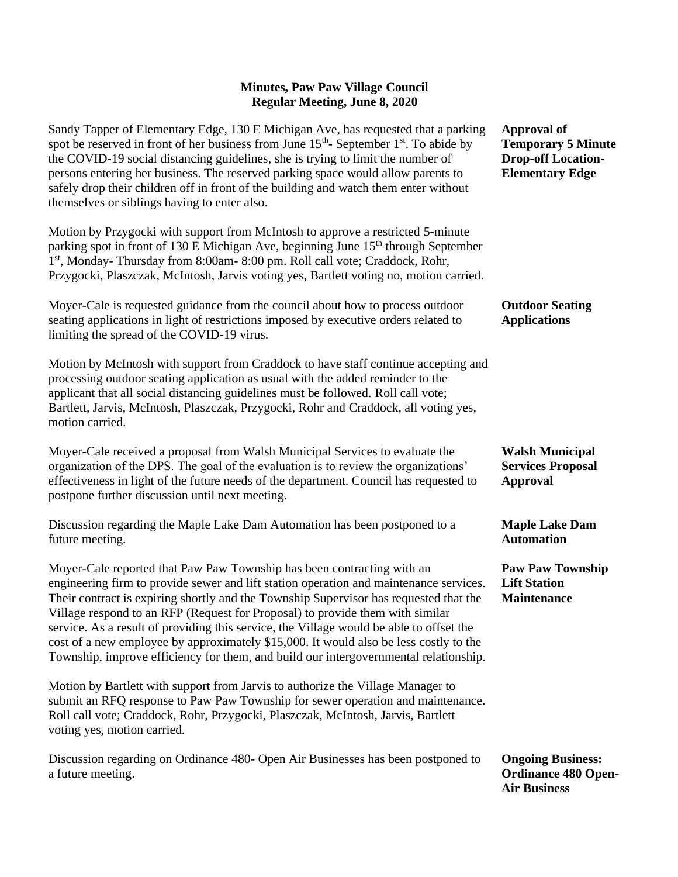**Minutes, Paw Paw Village Council**
**Regular Meeting, June 8, 2020**

**Approval of Temporary 5 Minute Drop-off Location-Elementary Edge**

Sandy Tapper of Elementary Edge, 130 E Michigan Ave, has requested that a parking spot be reserved in front of her business from June 15th- September 1st. To abide by the COVID-19 social distancing guidelines, she is trying to limit the number of persons entering her business. The reserved parking space would allow parents to safely drop their children off in front of the building and watch them enter without themselves or siblings having to enter also.

Motion by Przygocki with support from McIntosh to approve a restricted 5-minute parking spot in front of 130 E Michigan Ave, beginning June 15th through September 1st, Monday- Thursday from 8:00am- 8:00 pm. Roll call vote; Craddock, Rohr, Przygocki, Plaszczak, McIntosh, Jarvis voting yes, Bartlett voting no, motion carried.

**Outdoor Seating Applications**

Moyer-Cale is requested guidance from the council about how to process outdoor seating applications in light of restrictions imposed by executive orders related to limiting the spread of the COVID-19 virus.

Motion by McIntosh with support from Craddock to have staff continue accepting and processing outdoor seating application as usual with the added reminder to the applicant that all social distancing guidelines must be followed. Roll call vote; Bartlett, Jarvis, McIntosh, Plaszczak, Przygocki, Rohr and Craddock, all voting yes, motion carried.

**Walsh Municipal Services Proposal Approval**

Moyer-Cale received a proposal from Walsh Municipal Services to evaluate the organization of the DPS. The goal of the evaluation is to review the organizations' effectiveness in light of the future needs of the department. Council has requested to postpone further discussion until next meeting.

**Maple Lake Dam Automation**

Discussion regarding the Maple Lake Dam Automation has been postponed to a future meeting.

**Paw Paw Township Lift Station Maintenance**

Moyer-Cale reported that Paw Paw Township has been contracting with an engineering firm to provide sewer and lift station operation and maintenance services. Their contract is expiring shortly and the Township Supervisor has requested that the Village respond to an RFP (Request for Proposal) to provide them with similar service. As a result of providing this service, the Village would be able to offset the cost of a new employee by approximately $15,000. It would also be less costly to the Township, improve efficiency for them, and build our intergovernmental relationship.

Motion by Bartlett with support from Jarvis to authorize the Village Manager to submit an RFQ response to Paw Paw Township for sewer operation and maintenance. Roll call vote; Craddock, Rohr, Przygocki, Plaszczak, McIntosh, Jarvis, Bartlett voting yes, motion carried.

**Ongoing Business: Ordinance 480 Open-Air Business**

Discussion regarding on Ordinance 480- Open Air Businesses has been postponed to a future meeting.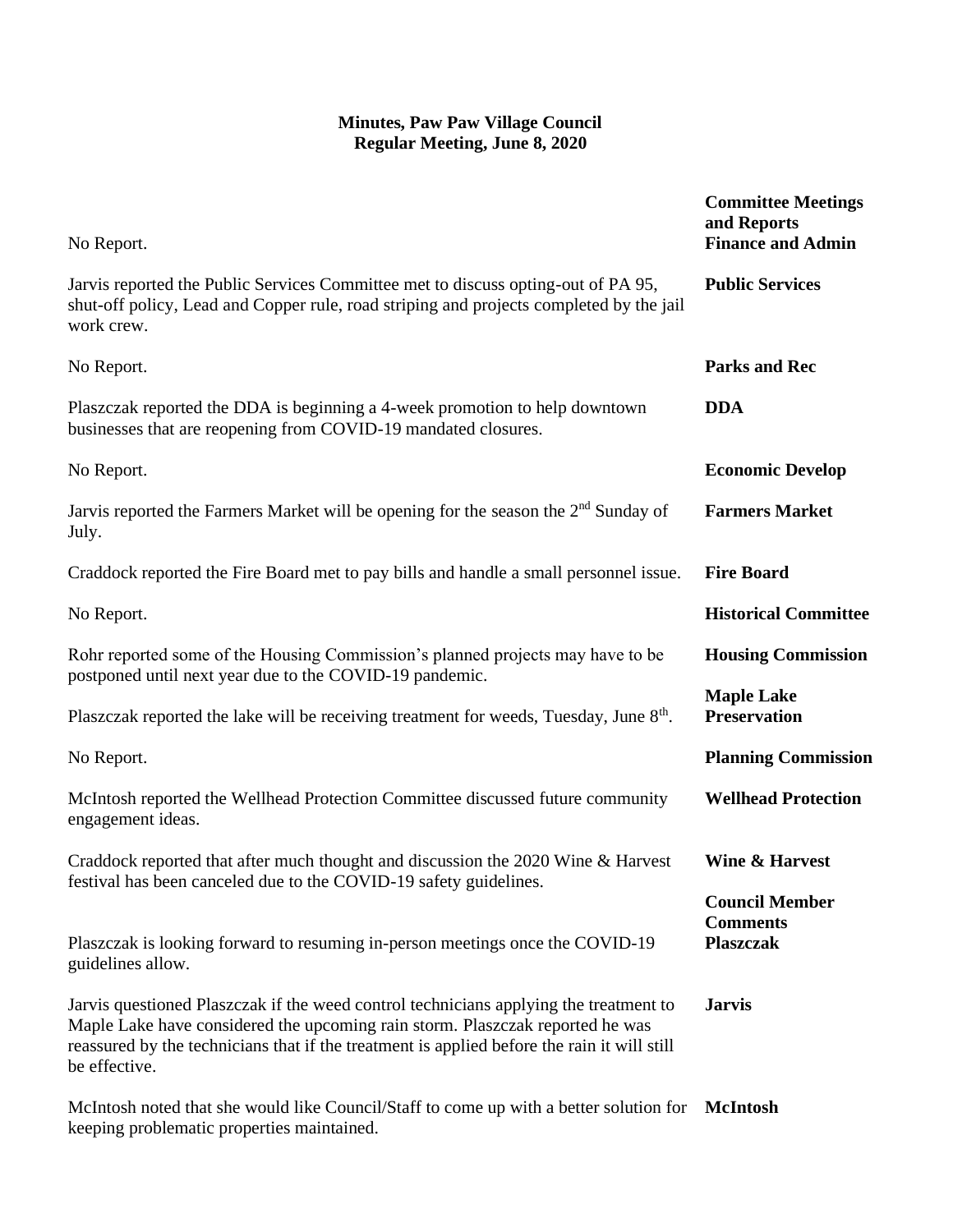**Minutes, Paw Paw Village Council**
**Regular Meeting, June 8, 2020**

### Committee Meetings and Reports

**Finance and Admin**

No Report.

**Public Services**

Jarvis reported the Public Services Committee met to discuss opting-out of PA 95, shut-off policy, Lead and Copper rule, road striping and projects completed by the jail work crew.

**Parks and Rec**

No Report.

**DDA**

Plaszczak reported the DDA is beginning a 4-week promotion to help downtown businesses that are reopening from COVID-19 mandated closures.

**Economic Develop**

No Report.

**Farmers Market**

Jarvis reported the Farmers Market will be opening for the season the 2nd Sunday of July.

**Fire Board**

Craddock reported the Fire Board met to pay bills and handle a small personnel issue.

**Historical Committee**

No Report.

**Housing Commission**

Rohr reported some of the Housing Commission's planned projects may have to be postponed until next year due to the COVID-19 pandemic.

**Maple Lake Preservation**

Plaszczak reported the lake will be receiving treatment for weeds, Tuesday, June 8th.

**Planning Commission**

No Report.

**Wellhead Protection**

McIntosh reported the Wellhead Protection Committee discussed future community engagement ideas.

**Wine & Harvest**

Craddock reported that after much thought and discussion the 2020 Wine & Harvest festival has been canceled due to the COVID-19 safety guidelines.

### Council Member Comments

**Plaszczak**

Plaszczak is looking forward to resuming in-person meetings once the COVID-19 guidelines allow.

**Jarvis**

Jarvis questioned Plaszczak if the weed control technicians applying the treatment to Maple Lake have considered the upcoming rain storm. Plaszczak reported he was reassured by the technicians that if the treatment is applied before the rain it will still be effective.

**McIntosh**

McIntosh noted that she would like Council/Staff to come up with a better solution for keeping problematic properties maintained.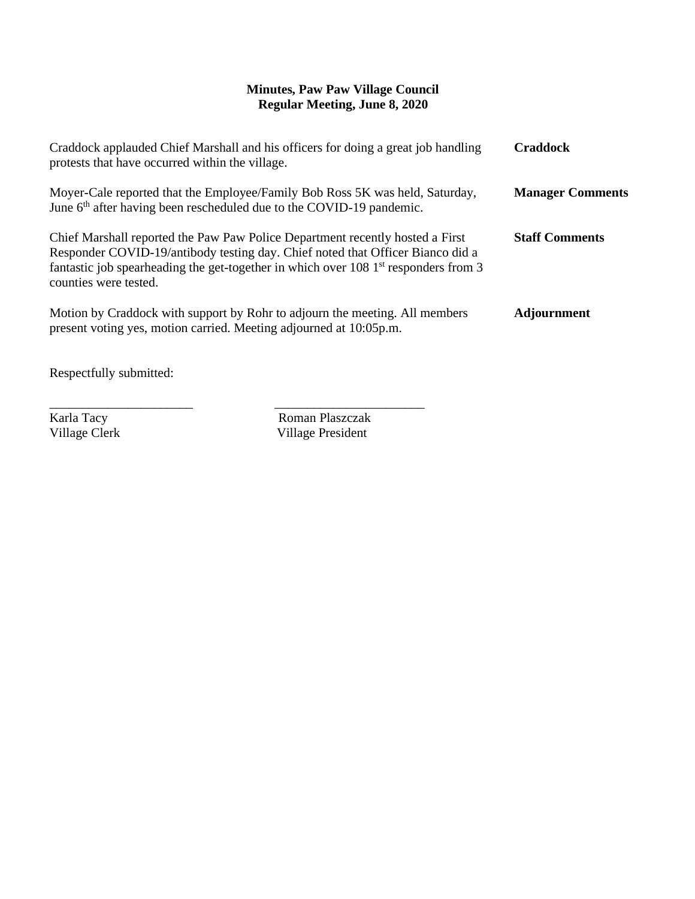**Minutes, Paw Paw Village Council**
**Regular Meeting, June 8, 2020**

| | |
|---|---|
| Craddock applauded Chief Marshall and his officers for doing a great job handling protests that have occurred within the village. | **Craddock** |
| Moyer-Cale reported that the Employee/Family Bob Ross 5K was held, Saturday, June 6th after having been rescheduled due to the COVID-19 pandemic. | **Manager Comments** |
| Chief Marshall reported the Paw Paw Police Department recently hosted a First Responder COVID-19/antibody testing day. Chief noted that Officer Bianco did a fantastic job spearheading the get-together in which over 108 1st responders from 3 counties were tested. | **Staff Comments** |
| Motion by Craddock with support by Rohr to adjourn the meeting. All members present voting yes, motion carried. Meeting adjourned at 10:05p.m. | **Adjournment** |

Respectfully submitted:

\_\_\_\_\_\_\_\_\_\_\_\_\_\_\_\_\_\_\_\_\_\_ \_\_\_\_\_\_\_\_\_\_\_\_\_\_\_\_\_\_\_\_\_\_\_

Karla Tacy — Village Clerk

Roman Plaszczak — Village President